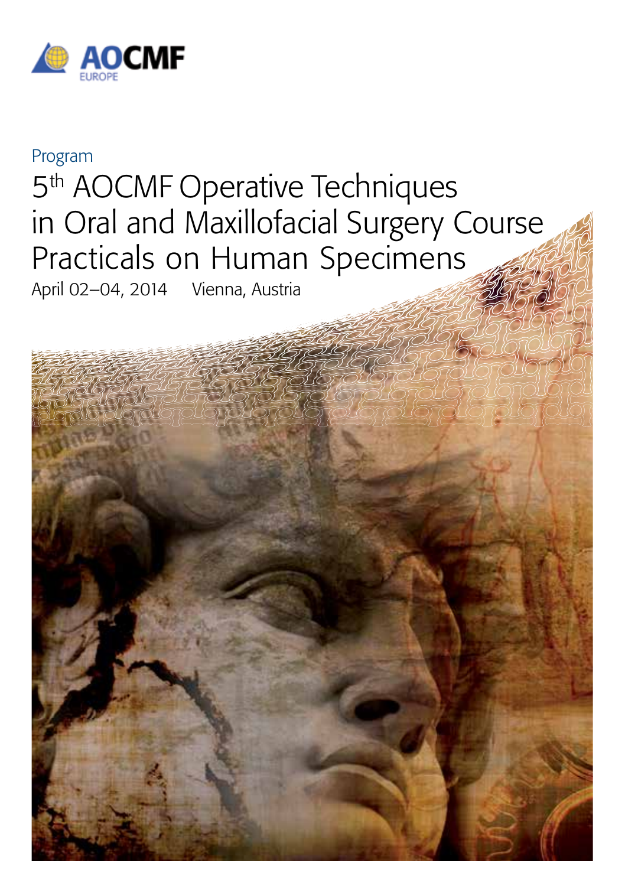AOCMF EUROPE

Program

# 5th AOCMF Operative Techniques in Oral and Maxillofacial Surgery Course Practicals on Human Specimens

April 02–04, 2014 Vienna, Austria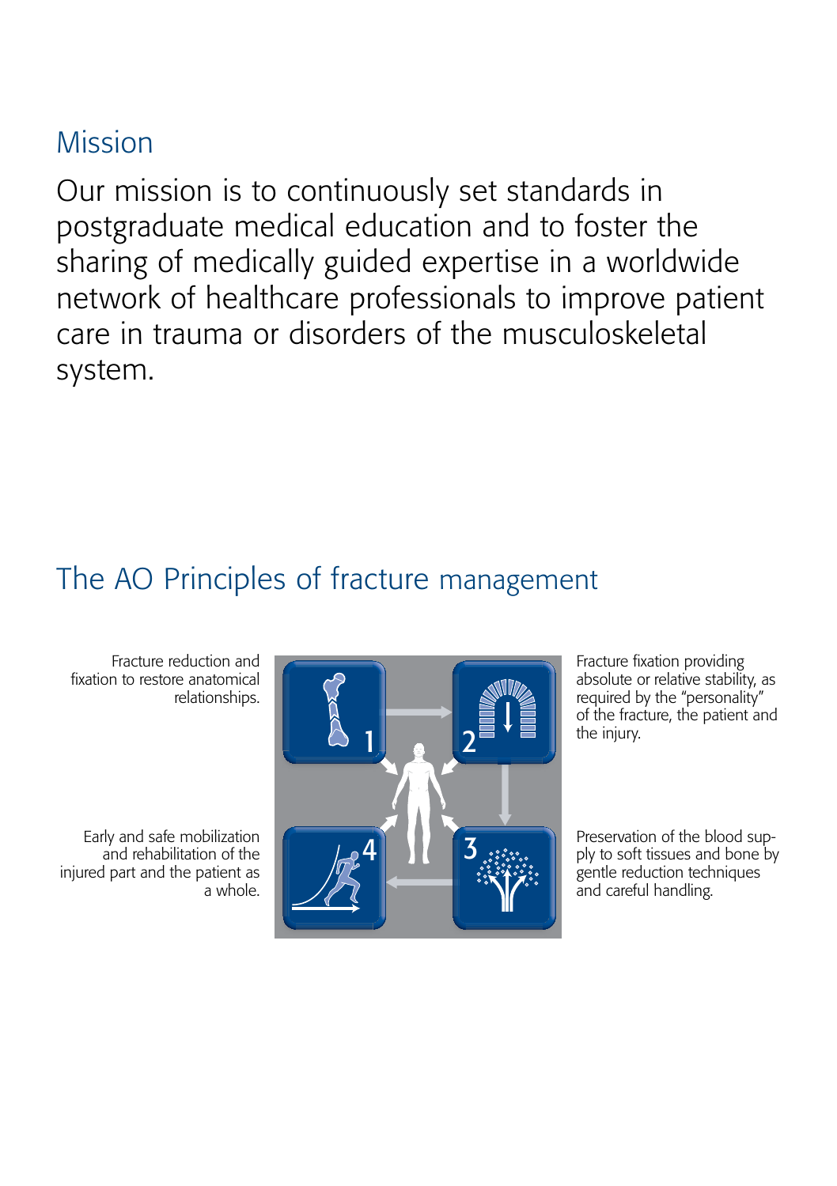## Mission

Our mission is to continuously set standards in postgraduate medical education and to foster the sharing of medically guided expertise in a worldwide network of healthcare professionals to improve patient care in trauma or disorders of the musculoskeletal system.

## The AO Principles of fracture management

1. Fracture reduction and fixation to restore anatomical relationships.
2. Fracture fixation providing absolute or relative stability, as required by the "personality" of the fracture, the patient and the injury.
3. Preservation of the blood supply to soft tissues and bone by gentle reduction techniques and careful handling.
4. Early and safe mobilization and rehabilitation of the injured part and the patient as a whole.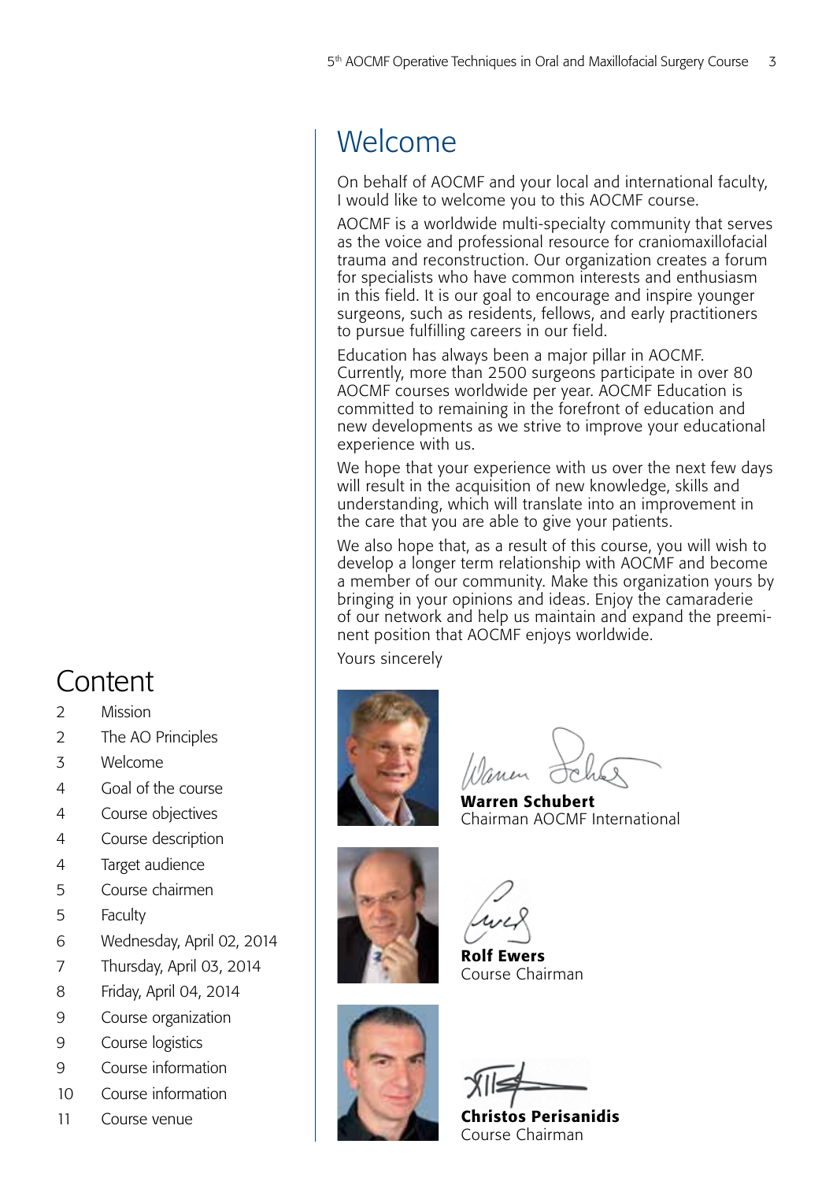# Welcome

On behalf of AOCMF and your local and international faculty, I would like to welcome you to this AOCMF course.

AOCMF is a worldwide multi-specialty community that serves as the voice and professional resource for craniomaxillofacial trauma and reconstruction. Our organization creates a forum for specialists who have common interests and enthusiasm in this field. It is our goal to encourage and inspire younger surgeons, such as residents, fellows, and early practitioners to pursue fulfilling careers in our field.

Education has always been a major pillar in AOCMF. Currently, more than 2500 surgeons participate in over 80 AOCMF courses worldwide per year. AOCMF Education is committed to remaining in the forefront of education and new developments as we strive to improve your educational experience with us.

We hope that your experience with us over the next few days will result in the acquisition of new knowledge, skills and understanding, which will translate into an improvement in the care that you are able to give your patients.

We also hope that, as a result of this course, you will wish to develop a longer term relationship with AOCMF and become a member of our community. Make this organization yours by bringing in your opinions and ideas. Enjoy the camaraderie of our network and help us maintain and expand the preeminent position that AOCMF enjoys worldwide.

Yours sincerely

**Warren Schubert**
Chairman AOCMF International

**Rolf Ewers**
Course Chairman

**Christos Perisanidis**
Course Chairman

# Content

| | |
|---|---|
| 2 | Mission |
| 2 | The AO Principles |
| 3 | Welcome |
| 4 | Goal of the course |
| 4 | Course objectives |
| 4 | Course description |
| 4 | Target audience |
| 5 | Course chairmen |
| 5 | Faculty |
| 6 | Wednesday, April 02, 2014 |
| 7 | Thursday, April 03, 2014 |
| 8 | Friday, April 04, 2014 |
| 9 | Course organization |
| 9 | Course logistics |
| 9 | Course information |
| 10 | Course information |
| 11 | Course venue |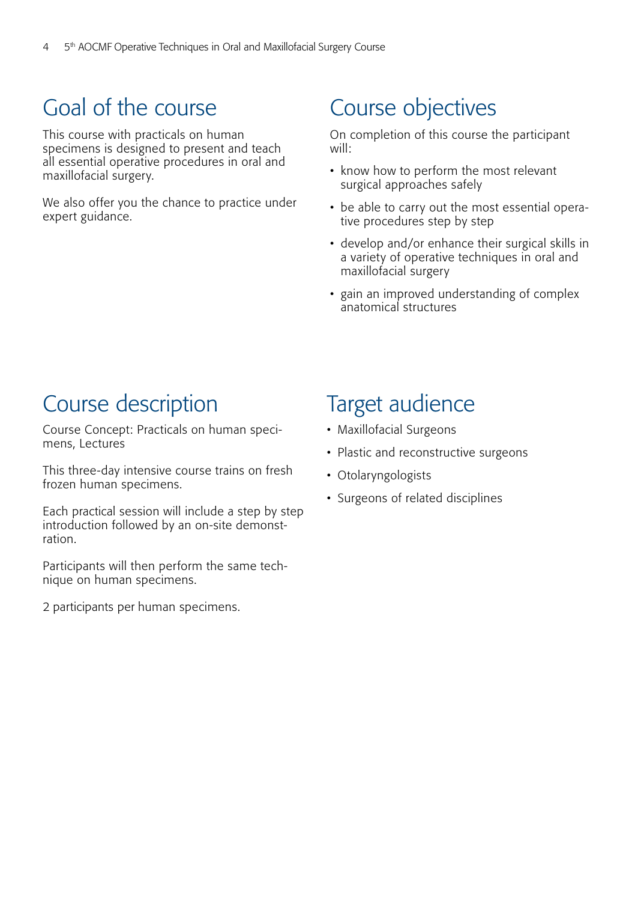## Goal of the course

This course with practicals on human specimens is designed to present and teach all essential operative procedures in oral and maxillofacial surgery.

We also offer you the chance to practice under expert guidance.

## Course objectives

On completion of this course the participant will:

- know how to perform the most relevant surgical approaches safely
- be able to carry out the most essential operative procedures step by step
- develop and/or enhance their surgical skills in a variety of operative techniques in oral and maxillofacial surgery
- gain an improved understanding of complex anatomical structures

## Course description

Course Concept: Practicals on human specimens, Lectures

This three-day intensive course trains on fresh frozen human specimens.

Each practical session will include a step by step introduction followed by an on-site demonstration.

Participants will then perform the same technique on human specimens.

2 participants per human specimens.

## Target audience

- Maxillofacial Surgeons
- Plastic and reconstructive surgeons
- Otolaryngologists
- Surgeons of related disciplines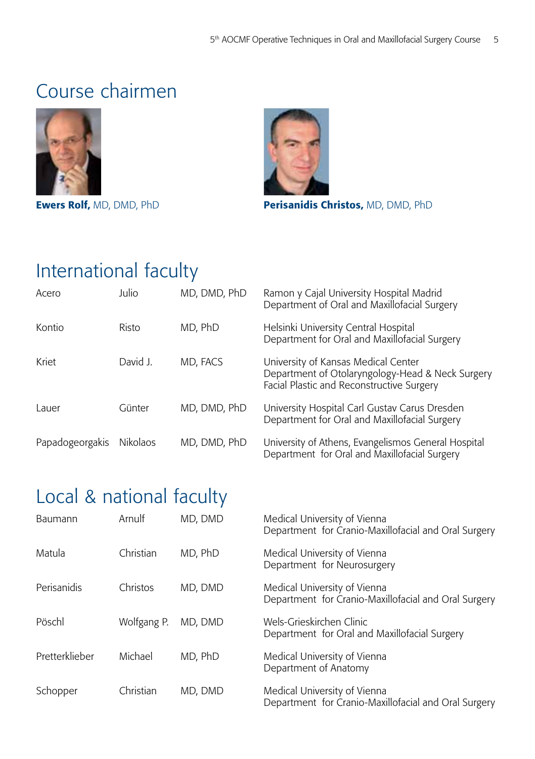# Course chairmen

**Ewers Rolf,** MD, DMD, PhD

**Perisanidis Christos,** MD, DMD, PhD

# International faculty

| | | | |
|---|---|---|---|
| Acero | Julio | MD, DMD, PhD | Ramon y Cajal University Hospital Madrid<br>Department of Oral and Maxillofacial Surgery |
| Kontio | Risto | MD, PhD | Helsinki University Central Hospital<br>Department for Oral and Maxillofacial Surgery |
| Kriet | David J. | MD, FACS | University of Kansas Medical Center<br>Department of Otolaryngology-Head & Neck Surgery<br>Facial Plastic and Reconstructive Surgery |
| Lauer | Günter | MD, DMD, PhD | University Hospital Carl Gustav Carus Dresden<br>Department for Oral and Maxillofacial Surgery |
| Papadogeorgakis | Nikolaos | MD, DMD, PhD | University of Athens, Evangelismos General Hospital<br>Department for Oral and Maxillofacial Surgery |

# Local & national faculty

| | | | |
|---|---|---|---|
| Baumann | Arnulf | MD, DMD | Medical University of Vienna<br>Department for Cranio-Maxillofacial and Oral Surgery |
| Matula | Christian | MD, PhD | Medical University of Vienna<br>Department for Neurosurgery |
| Perisanidis | Christos | MD, DMD | Medical University of Vienna<br>Department for Cranio-Maxillofacial and Oral Surgery |
| Pöschl | Wolfgang P. | MD, DMD | Wels-Grieskirchen Clinic<br>Department for Oral and Maxillofacial Surgery |
| Pretterklieber | Michael | MD, PhD | Medical University of Vienna<br>Department of Anatomy |
| Schopper | Christian | MD, DMD | Medical University of Vienna<br>Department for Cranio-Maxillofacial and Oral Surgery |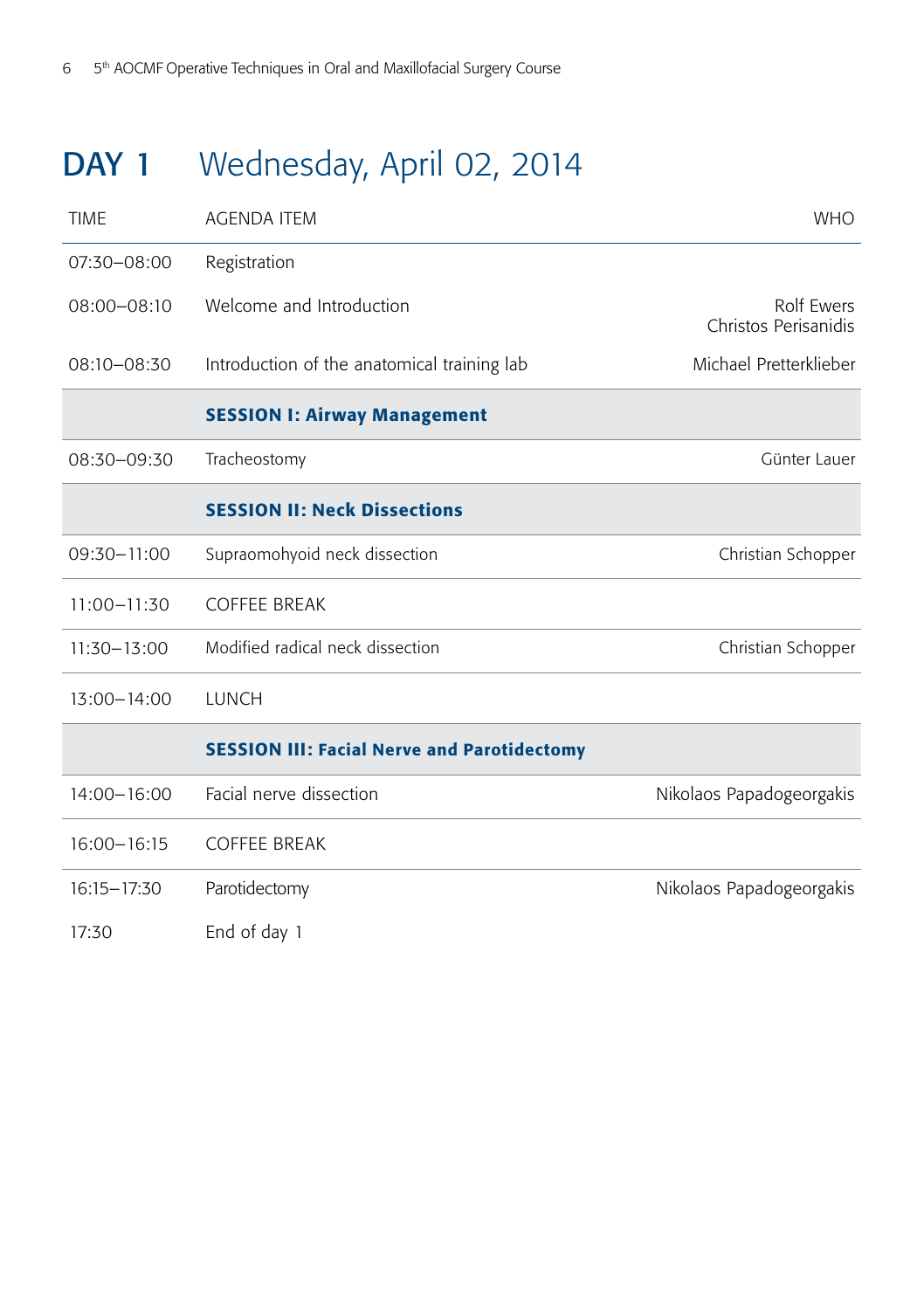# DAY 1 Wednesday, April 02, 2014

| TIME | AGENDA ITEM | WHO |
|---|---|---|
| 07:30–08:00 | Registration | |
| 08:00–08:10 | Welcome and Introduction | Rolf Ewers<br>Christos Perisanidis |
| 08:10–08:30 | Introduction of the anatomical training lab | Michael Pretterklieber |
| | **SESSION I: Airway Management** | |
| 08:30–09:30 | Tracheostomy | Günter Lauer |
| | **SESSION II: Neck Dissections** | |
| 09:30–11:00 | Supraomohyoid neck dissection | Christian Schopper |
| 11:00–11:30 | COFFEE BREAK | |
| 11:30–13:00 | Modified radical neck dissection | Christian Schopper |
| 13:00–14:00 | LUNCH | |
| | **SESSION III: Facial Nerve and Parotidectomy** | |
| 14:00–16:00 | Facial nerve dissection | Nikolaos Papadogeorgakis |
| 16:00–16:15 | COFFEE BREAK | |
| 16:15–17:30 | Parotidectomy | Nikolaos Papadogeorgakis |
| 17:30 | End of day 1 | |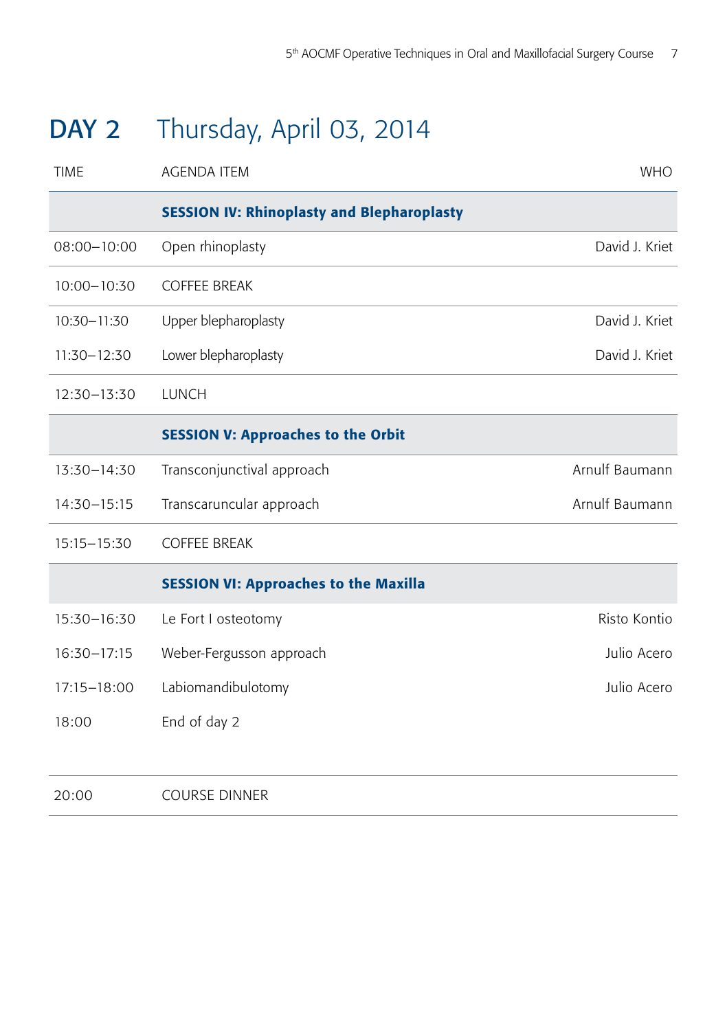# DAY 2 Thursday, April 03, 2014

| TIME | AGENDA ITEM | WHO |
|---|---|---|
| | **SESSION IV: Rhinoplasty and Blepharoplasty** | |
| 08:00–10:00 | Open rhinoplasty | David J. Kriet |
| 10:00–10:30 | COFFEE BREAK | |
| 10:30–11:30 | Upper blepharoplasty | David J. Kriet |
| 11:30–12:30 | Lower blepharoplasty | David J. Kriet |
| 12:30–13:30 | LUNCH | |
| | **SESSION V: Approaches to the Orbit** | |
| 13:30–14:30 | Transconjunctival approach | Arnulf Baumann |
| 14:30–15:15 | Transcaruncular approach | Arnulf Baumann |
| 15:15–15:30 | COFFEE BREAK | |
| | **SESSION VI: Approaches to the Maxilla** | |
| 15:30–16:30 | Le Fort I osteotomy | Risto Kontio |
| 16:30–17:15 | Weber-Fergusson approach | Julio Acero |
| 17:15–18:00 | Labiomandibulotomy | Julio Acero |
| 18:00 | End of day 2 | |
| 20:00 | COURSE DINNER | |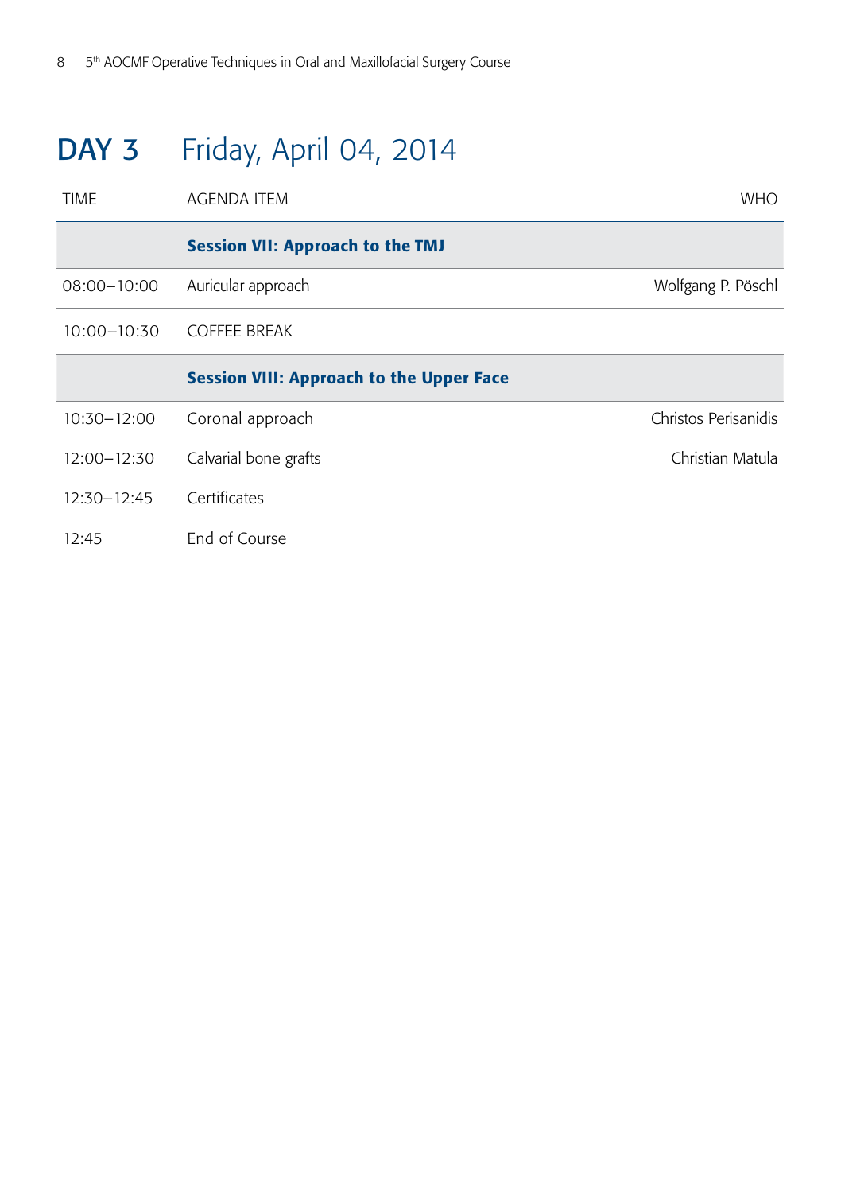# DAY 3 Friday, April 04, 2014

| TIME | AGENDA ITEM | WHO |
|---|---|---|
| | **Session VII: Approach to the TMJ** | |
| 08:00–10:00 | Auricular approach | Wolfgang P. Pöschl |
| 10:00–10:30 | COFFEE BREAK | |
| | **Session VIII: Approach to the Upper Face** | |
| 10:30–12:00 | Coronal approach | Christos Perisanidis |
| 12:00–12:30 | Calvarial bone grafts | Christian Matula |
| 12:30–12:45 | Certificates | |
| 12:45 | End of Course | |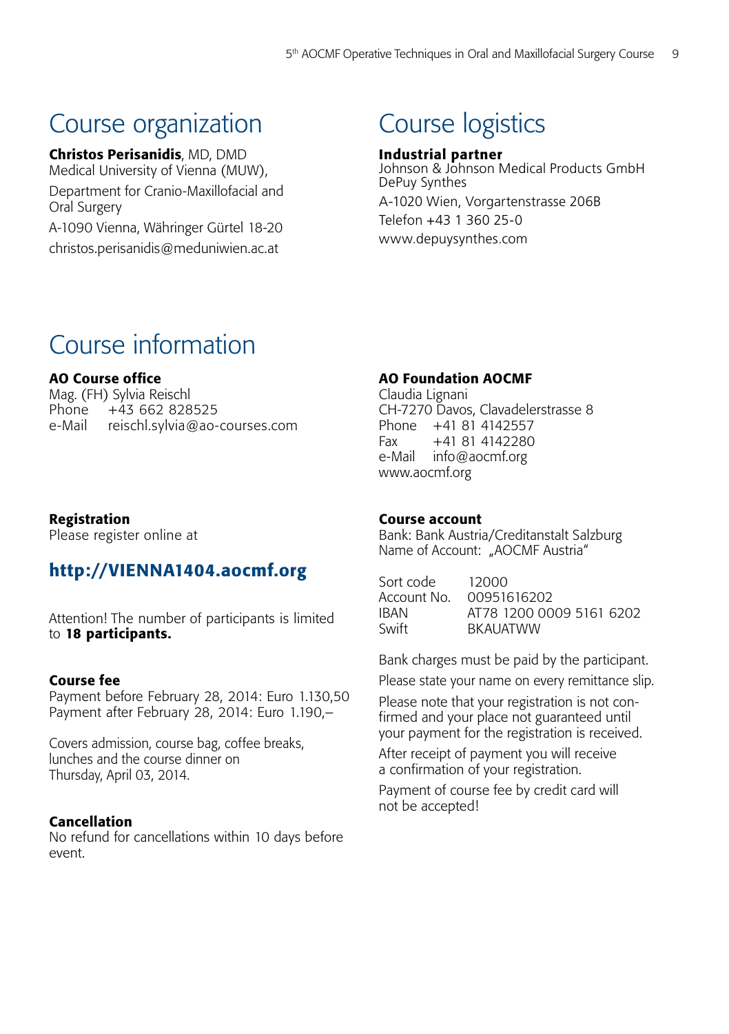# Course organization

**Christos Perisanidis**, MD, DMD
Medical University of Vienna (MUW),
Department for Cranio-Maxillofacial and Oral Surgery
A-1090 Vienna, Währinger Gürtel 18-20
christos.perisanidis@meduniwien.ac.at

# Course logistics

**Industrial partner**
Johnson & Johnson Medical Products GmbH
DePuy Synthes
A-1020 Wien, Vorgartenstrasse 206B
Telefon +43 1 360 25-0
www.depuysynthes.com

# Course information

**AO Course office**
Mag. (FH) Sylvia Reischl
Phone +43 662 828525
e-Mail reischl.sylvia@ao-courses.com

**AO Foundation AOCMF**
Claudia Lignani
CH-7270 Davos, Clavadelerstrasse 8
Phone +41 81 4142557
Fax +41 81 4142280
e-Mail info@aocmf.org
www.aocmf.org

**Registration**
Please register online at

## http://VIENNA1404.aocmf.org

Attention! The number of participants is limited to **18 participants.**

**Course fee**
Payment before February 28, 2014: Euro 1.130,50
Payment after February 28, 2014: Euro 1.190,–

Covers admission, course bag, coffee breaks, lunches and the course dinner on Thursday, April 03, 2014.

**Cancellation**
No refund for cancellations within 10 days before event.

**Course account**
Bank: Bank Austria/Creditanstalt Salzburg
Name of Account: „AOCMF Austria"

| | |
|---|---|
| Sort code | 12000 |
| Account No. | 00951616202 |
| IBAN | AT78 1200 0009 5161 6202 |
| Swift | BKAUATWW |

Bank charges must be paid by the participant.

Please state your name on every remittance slip.

Please note that your registration is not confirmed and your place not guaranteed until your payment for the registration is received.

After receipt of payment you will receive a confirmation of your registration.

Payment of course fee by credit card will not be accepted!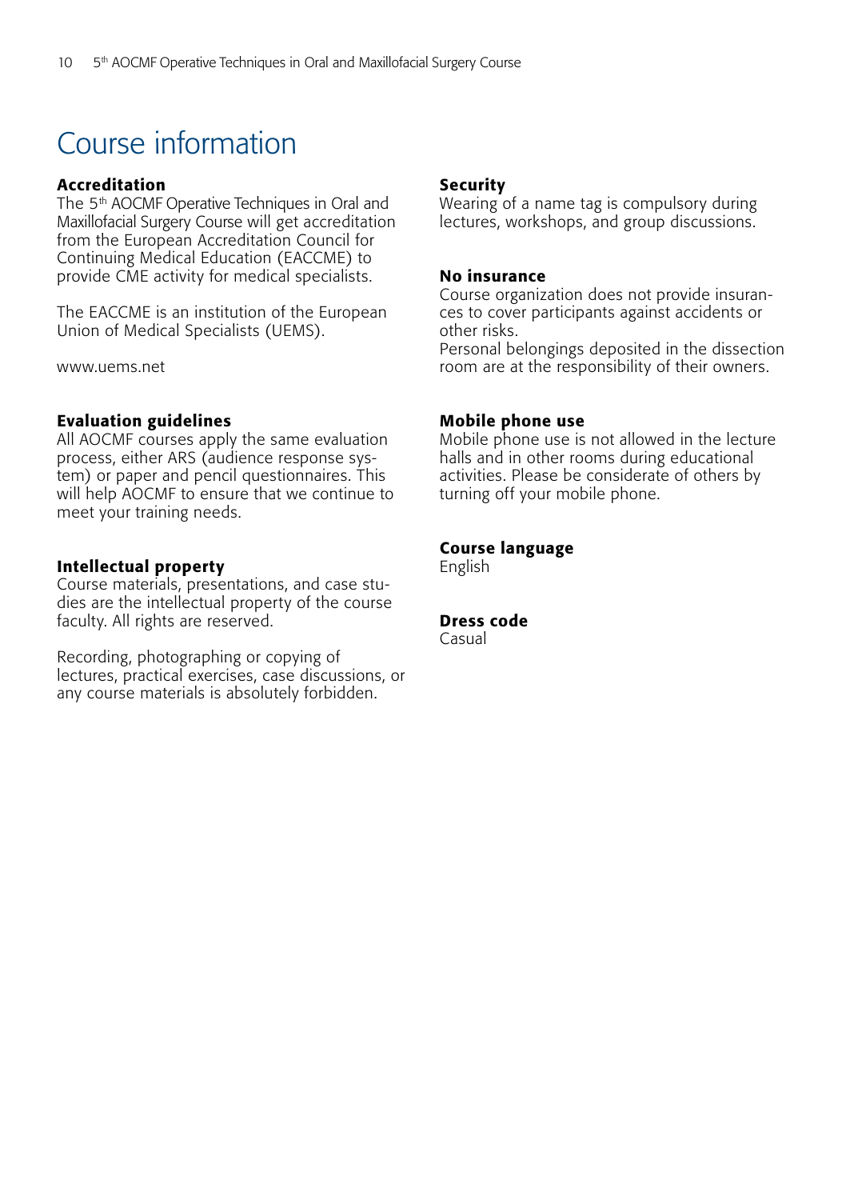# Course information

## Accreditation

The 5th AOCMF Operative Techniques in Oral and Maxillofacial Surgery Course will get accreditation from the European Accreditation Council for Continuing Medical Education (EACCME) to provide CME activity for medical specialists.

The EACCME is an institution of the European Union of Medical Specialists (UEMS).

www.uems.net

## Evaluation guidelines

All AOCMF courses apply the same evaluation process, either ARS (audience response system) or paper and pencil questionnaires. This will help AOCMF to ensure that we continue to meet your training needs.

## Intellectual property

Course materials, presentations, and case studies are the intellectual property of the course faculty. All rights are reserved.

Recording, photographing or copying of lectures, practical exercises, case discussions, or any course materials is absolutely forbidden.

## Security

Wearing of a name tag is compulsory during lectures, workshops, and group discussions.

## No insurance

Course organization does not provide insurances to cover participants against accidents or other risks.
Personal belongings deposited in the dissection room are at the responsibility of their owners.

## Mobile phone use

Mobile phone use is not allowed in the lecture halls and in other rooms during educational activities. Please be considerate of others by turning off your mobile phone.

## Course language

English

## Dress code

Casual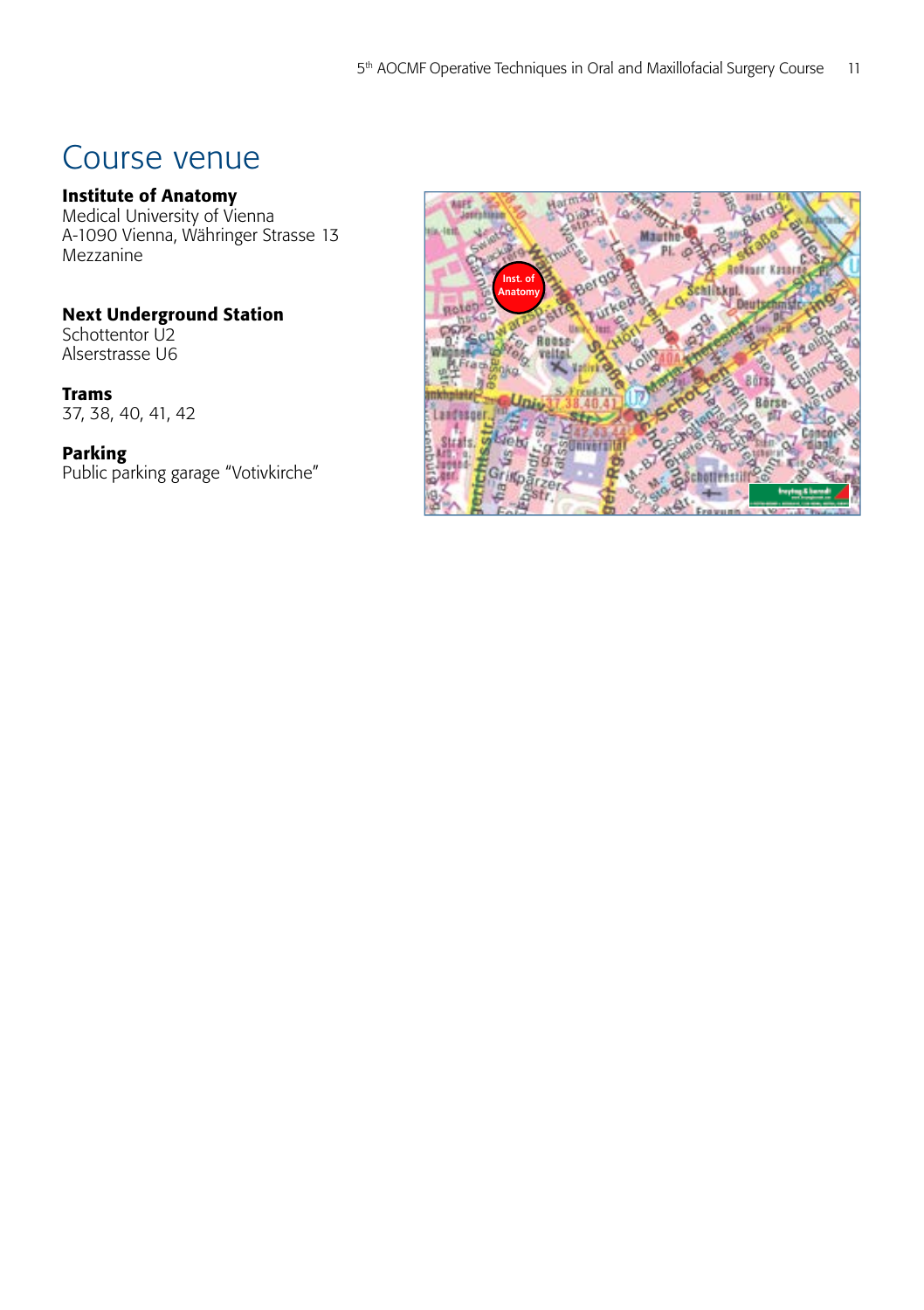# Course venue

**Institute of Anatomy**
Medical University of Vienna
A-1090 Vienna, Währinger Strasse 13
Mezzanine

**Next Underground Station**
Schottentor U2
Alserstrasse U6

**Trams**
37, 38, 40, 41, 42

**Parking**
Public parking garage "Votivkirche"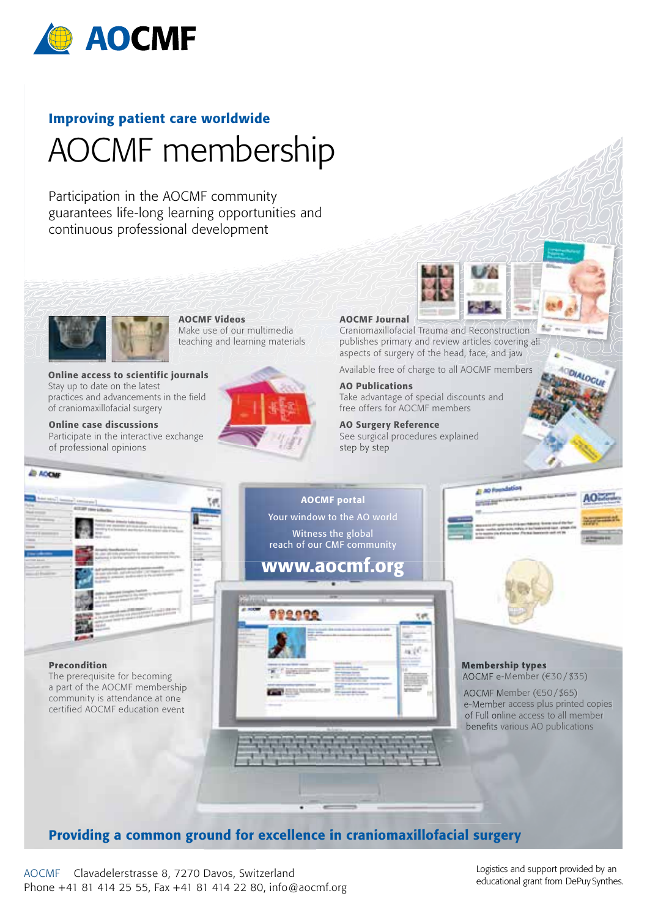AOCMF

## Improving patient care worldwide

# AOCMF membership

Participation in the AOCMF community guarantees life-long learning opportunities and continuous professional development

**AOCMF Videos**
Make use of our multimedia teaching and learning materials

**Online access to scientific journals**
Stay up to date on the latest practices and advancements in the field of craniomaxillofacial surgery

**Online case discussions**
Participate in the interactive exchange of professional opinions

**AOCMF Journal**
Craniomaxillofacial Trauma and Reconstruction publishes primary and review articles covering all aspects of surgery of the head, face, and jaw

Available free of charge to all AOCMF members

**AO Publications**
Take advantage of special discounts and free offers for AOCMF members

**AO Surgery Reference**
See surgical procedures explained step by step

**AOCMF portal**

Your window to the AO world

Witness the global reach of our CMF community

**www.aocmf.org**

**Precondition**
The prerequisite for becoming a part of the AOCMF membership community is attendance at one certified AOCMF education event

**Membership types**
AOCMF e-Member (€30/$35)

AOCMF Member (€50/$65)
e-Member access plus printed copies of Full online access to all member benefits various AO publications

## Providing a common ground for excellence in craniomaxillofacial surgery

AOCMF Clavadelerstrasse 8, 7270 Davos, Switzerland
Phone +41 81 414 25 55, Fax +41 81 414 22 80, info@aocmf.org

Logistics and support provided by an educational grant from DePuy Synthes.